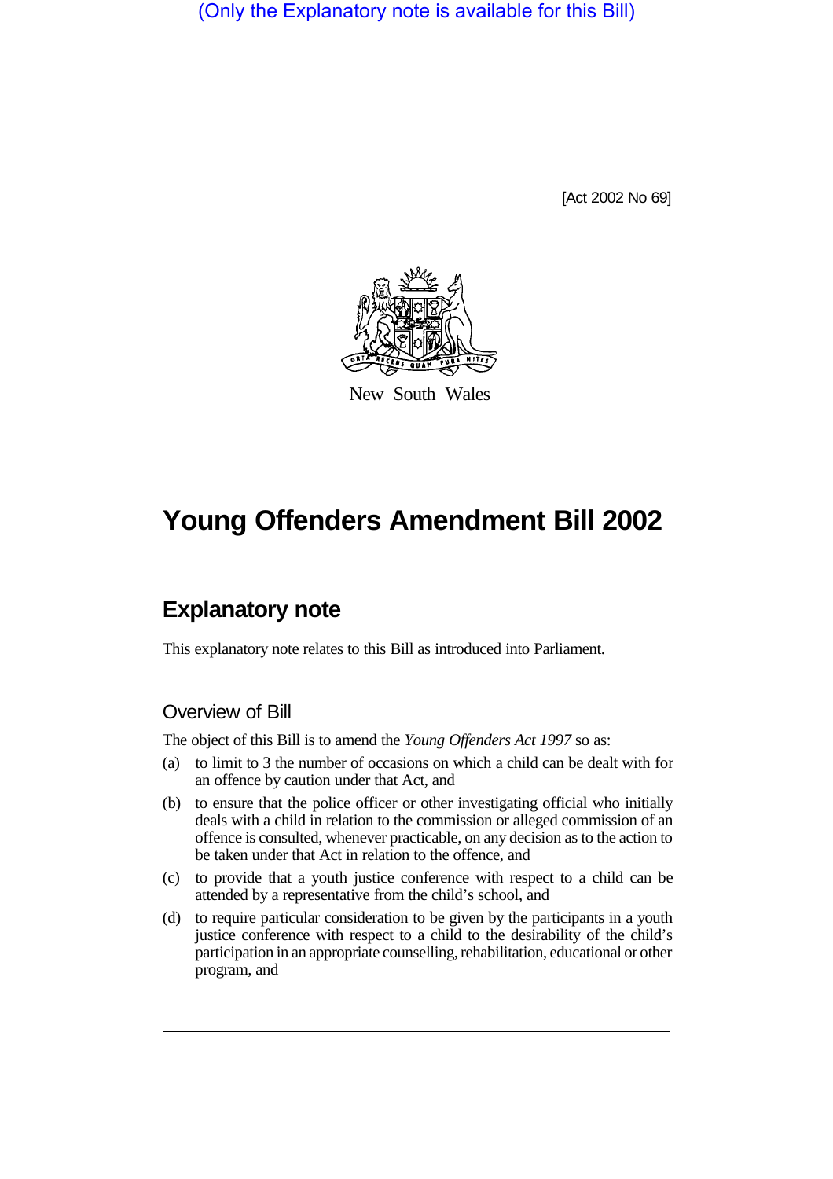(Only the Explanatory note is available for this Bill)

[Act 2002 No 69]

New South Wales

# Young Offenders Amendment Bill 2002

## Explanatory note

This explanatory note relates to this Bill as introduced into Parliament.

### Overview of Bill

The object of this Bill is to amend the *Young Offenders Act 1997* so as:

(a) to limit to 3 the number of occasions on which a child can be dealt with for an offence by caution under that Act, and

(b) to ensure that the police officer or other investigating official who initially deals with a child in relation to the commission or alleged commission of an offence is consulted, whenever practicable, on any decision as to the action to be taken under that Act in relation to the offence, and

(c) to provide that a youth justice conference with respect to a child can be attended by a representative from the child's school, and

(d) to require particular consideration to be given by the participants in a youth justice conference with respect to a child to the desirability of the child's participation in an appropriate counselling, rehabilitation, educational or other program, and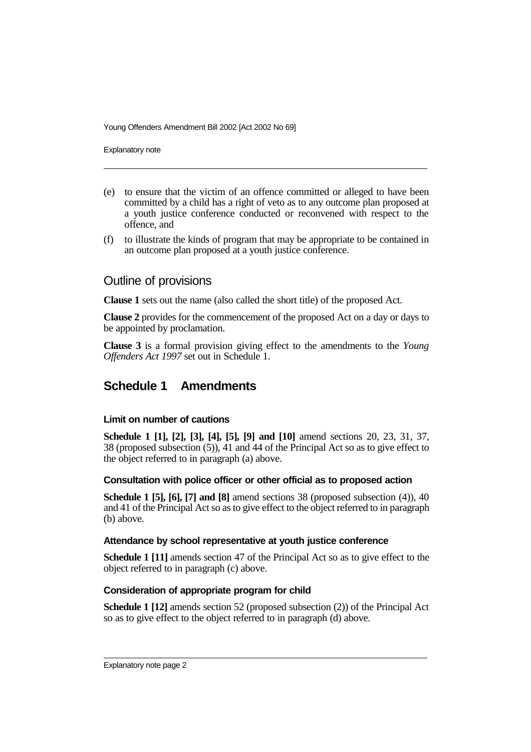(e) to ensure that the victim of an offence committed or alleged to have been committed by a child has a right of veto as to any outcome plan proposed at a youth justice conference conducted or reconvened with respect to the offence, and

(f) to illustrate the kinds of program that may be appropriate to be contained in an outcome plan proposed at a youth justice conference.

## Outline of provisions

**Clause 1** sets out the name (also called the short title) of the proposed Act.

**Clause 2** provides for the commencement of the proposed Act on a day or days to be appointed by proclamation.

**Clause 3** is a formal provision giving effect to the amendments to the *Young Offenders Act 1997* set out in Schedule 1.

## Schedule 1 Amendments

### Limit on number of cautions

**Schedule 1 [1], [2], [3], [4], [5], [9] and [10]** amend sections 20, 23, 31, 37, 38 (proposed subsection (5)), 41 and 44 of the Principal Act so as to give effect to the object referred to in paragraph (a) above.

### Consultation with police officer or other official as to proposed action

**Schedule 1 [5], [6], [7] and [8]** amend sections 38 (proposed subsection (4)), 40 and 41 of the Principal Act so as to give effect to the object referred to in paragraph (b) above.

### Attendance by school representative at youth justice conference

**Schedule 1 [11]** amends section 47 of the Principal Act so as to give effect to the object referred to in paragraph (c) above.

### Consideration of appropriate program for child

**Schedule 1 [12]** amends section 52 (proposed subsection (2)) of the Principal Act so as to give effect to the object referred to in paragraph (d) above.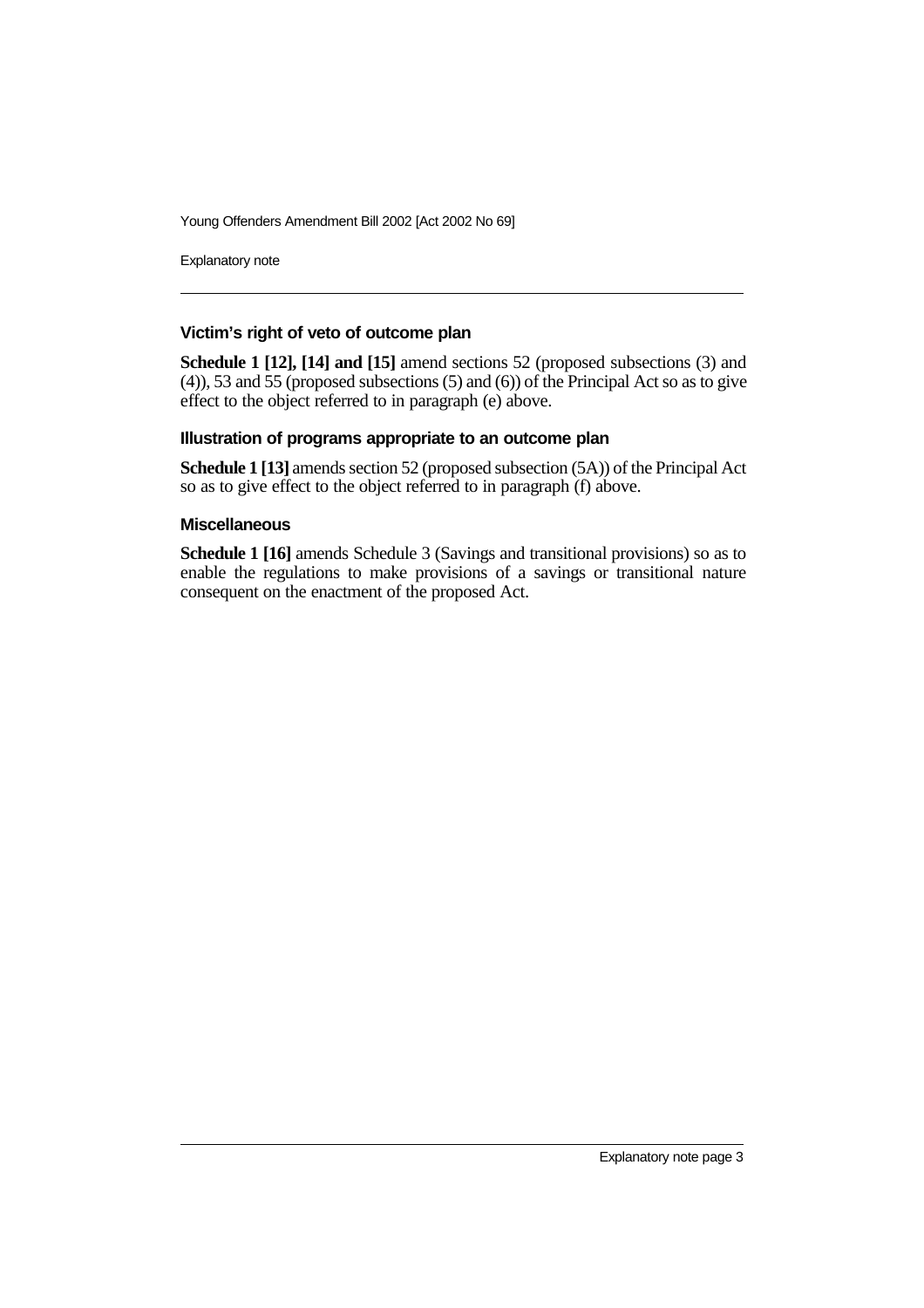### Victim's right of veto of outcome plan

**Schedule 1 [12], [14] and [15]** amend sections 52 (proposed subsections (3) and (4)), 53 and 55 (proposed subsections (5) and (6)) of the Principal Act so as to give effect to the object referred to in paragraph (e) above.

### Illustration of programs appropriate to an outcome plan

**Schedule 1 [13]** amends section 52 (proposed subsection (5A)) of the Principal Act so as to give effect to the object referred to in paragraph (f) above.

### Miscellaneous

**Schedule 1 [16]** amends Schedule 3 (Savings and transitional provisions) so as to enable the regulations to make provisions of a savings or transitional nature consequent on the enactment of the proposed Act.